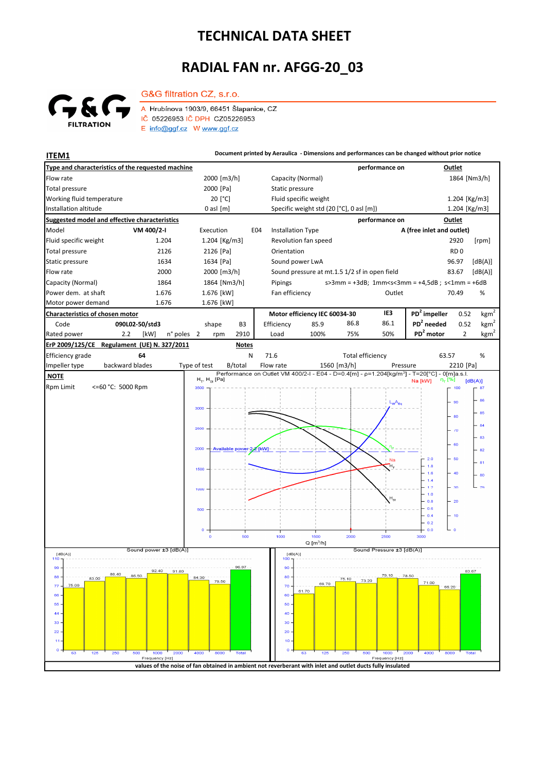# TECHNICAL DATA SHEET

# RADIAL FAN nr. AFGG-20_03

G&G filtration CZ, s.r.o.

A Hrubínova 1903/9, 66451 Šlapanice, CZ
IČ 05226953 IČ DPH CZ05226953
E info@ggf.cz W www.ggf.cz

**ITEM1**

**Document printed by Aeraulica - Dimensions and performances can be changed without prior notice**

| Type and characteristics of the requested machine | | | performance on | Outlet |
|---|---|---|---|---|
| Flow rate | 2000 [m3/h] | Capacity (Normal) | | 1864 [Nm3/h] |
| Total pressure | 2000 [Pa] | Static pressure | | |
| Working fluid temperature | 20 [°C] | Fluid specific weight | | 1.204 [Kg/m3] |
| Installation altitude | 0 asl [m] | Specific weight std (20 [°C], 0 asl [m]) | | 1.204 [Kg/m3] |

| Suggested model and effective characteristics | | | | | performance on | Outlet | |
|---|---|---|---|---|---|---|---|
| Model | VM 400/2-I | Execution | E04 | Installation Type | | A (free inlet and outlet) | |
| Fluid specific weight | 1.204 | 1.204 [Kg/m3] | | Revolution fan speed | | 2920 | [rpm] |
| Total pressure | 2126 | 2126 [Pa] | | Orientation | | RD 0 | |
| Static pressure | 1634 | 1634 [Pa] | | Sound power LwA | | 96.97 | [dB(A)] |
| Flow rate | 2000 | 2000 [m3/h] | | Sound pressure at mt.1.5 1/2 sf in open field | | 83.67 | [dB(A)] |
| Capacity (Normal) | 1864 | 1864 [Nm3/h] | | Pipings | s>3mm = +3dB; 1mm<s<3mm = +4,5dB ; s<1mm = +6dB | | |
| Power dem. at shaft | 1.676 | 1.676 [kW] | | Fan efficiency | Outlet | 70.49 | % |
| Motor power demand | 1.676 | 1.676 [kW] | | | | | |

| Characteristics of chosen motor | | | | | | Motor efficiency IEC 60034-30 | | | IE3 | | | |
|---|---|---|---|---|---|---|---|---|---|---|---|---|
| Code | 090L02-50/std3 | | shape | B3 | | Efficiency | 85.9 | 86.8 | 86.1 | $PD^2$ impeller | 0.52 | $kgm^2$ |
| Rated power | 2.2 | [kW] | n° poles | 2 | rpm 2910 | Load | 100% | 75% | 50% | $PD^2$ needed | 0.52 | $kgm^2$ |
| | | | | | | | | | | $PD^2$ motor | 2 | $kgm^2$ |

| ErP 2009/125/CE Regulament (UE) N. 327/2011 | | Notes | | | | | |
|---|---|---|---|---|---|---|---|
| Efficiency grade | 64 | N | 71.6 | | Total efficiency | 63.57 | % |
| Impeller type | backward blades | Type of test | B/total | Flow rate | 1560 [m3/h] | Pressure | 2210 [Pa] |

**NOTE**

Rpm Limit <=60 °C: 5000 Rpm

Performance on Outlet VM 400/2-I - E04 - D=0.4[m] - ρ=1.204[kg/m³] - T=20[°C] - 0[m]a.s.l.

Sound power ±3 [dB(A)]

| Frequency [Hz] | 63 | 125 | 250 | 500 | 1000 | 2000 | 4000 | 8000 | Total |
|---|---|---|---|---|---|---|---|---|---|
| dB(A) | 75.00 | 83.00 | 88.40 | 86.50 | 92.40 | 91.80 | 84.30 | 79.50 | 96.97 |

Sound Pressure ±3 [dB(A)]

| Frequency [Hz] | 63 | 125 | 250 | 500 | 1000 | 2000 | 4000 | 8000 | Total |
|---|---|---|---|---|---|---|---|---|---|
| dB(A) | 61.70 | 69.70 | 75.10 | 73.20 | 79.10 | 78.50 | 71.00 | 66.20 | 83.67 |

**values of the noise of fan obtained in ambient not reverberant with inlet and outlet ducts fully insulated**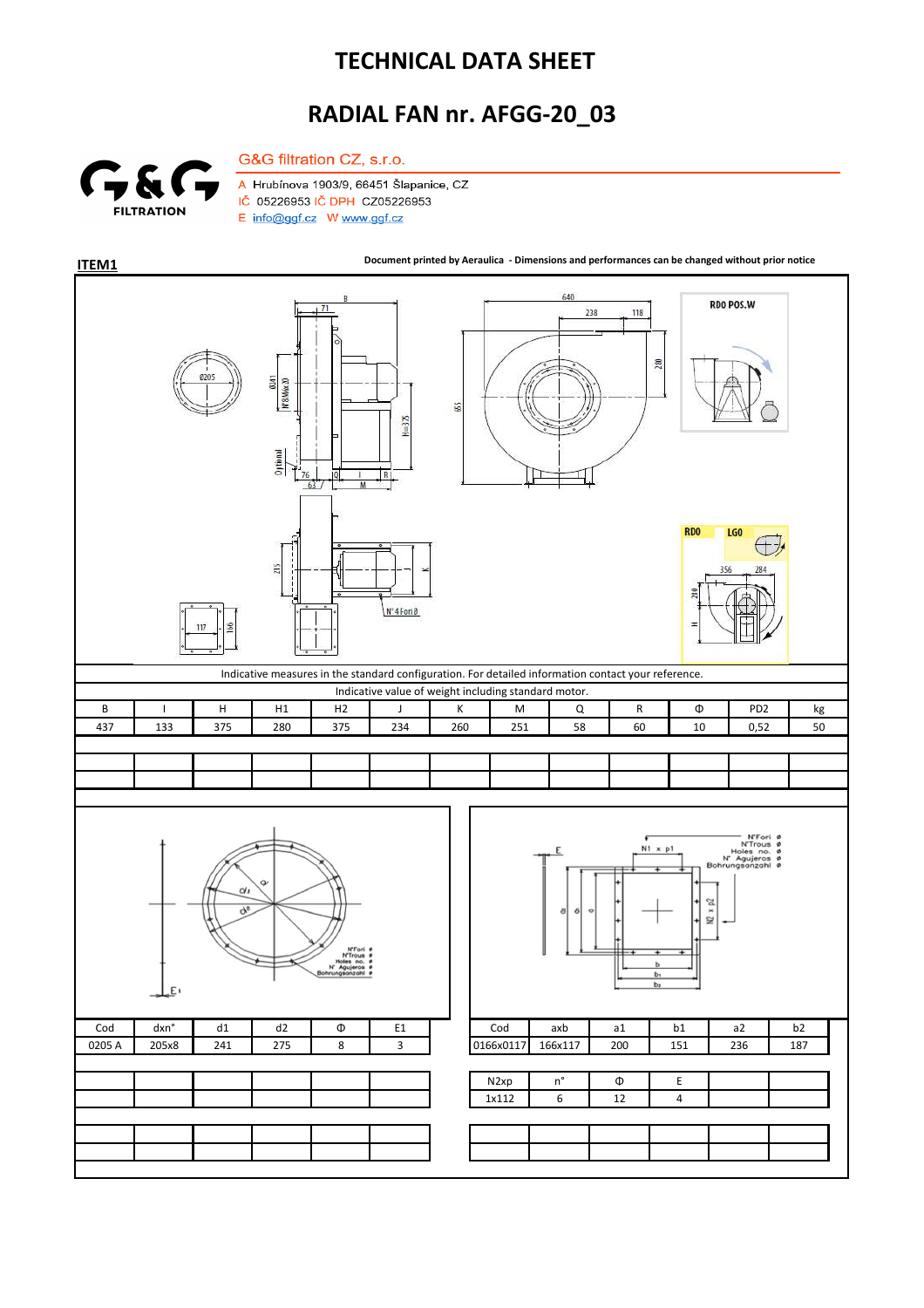# TECHNICAL DATA SHEET

# RADIAL FAN nr. AFGG-20_03

G&G filtration CZ, s.r.o.

A Hrubínova 1903/9, 66451 Šlapanice, CZ
IČ 05226953 IČ DPH CZ05226953
E info@ggf.cz W www.ggf.cz

**ITEM1**

**Document printed by Aeraulica - Dimensions and performances can be changed without prior notice**

RD0 POS.W

RD0 LG0

Indicative measures in the standard configuration. For detailed information contact your reference.

Indicative value of weight including standard motor.

| B | I | H | H1 | H2 | J | K | M | Q | R | Φ | PD2 | kg |
|---|---|---|---|---|---|---|---|---|---|---|---|---|
| 437 | 133 | 375 | 280 | 375 | 234 | 260 | 251 | 58 | 60 | 10 | 0,52 | 50 |

| Cod | dxn° | d1 | d2 | Φ | E1 |
|---|---|---|---|---|---|
| 0205 A | 205x8 | 241 | 275 | 8 | 3 |

| Cod | axb | a1 | b1 | a2 | b2 |
|---|---|---|---|---|---|
| 0166x0117 | 166x117 | 200 | 151 | 236 | 187 |

| N2xp | n° | Φ | E |
|---|---|---|---|
| 1x112 | 6 | 12 | 4 |